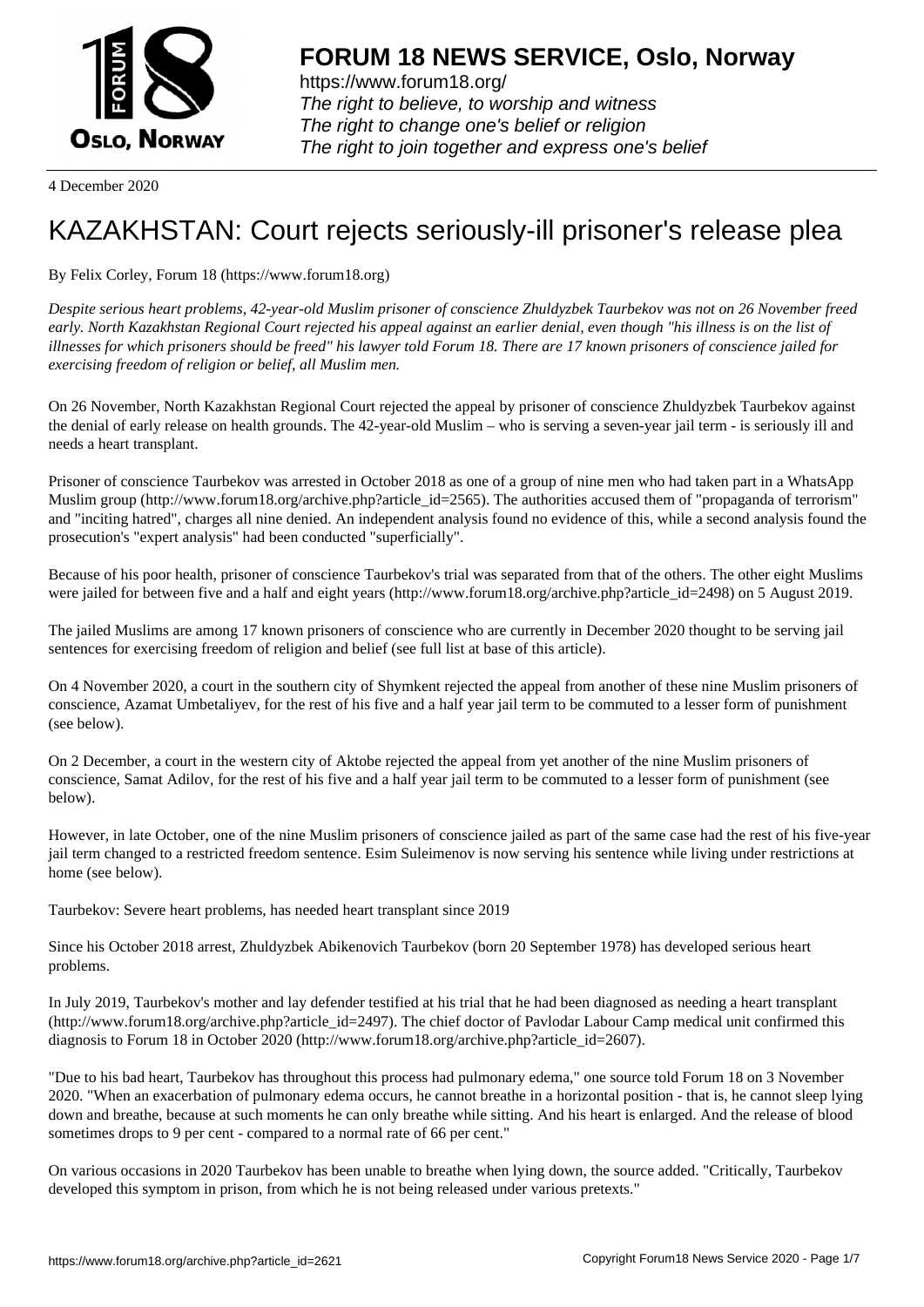# FORUM 18 NEWS SERVICE, Oslo, Norway

https://www.forum18.org/
*The right to believe, to worship and witness*
*The right to change one's belief or religion*
*The right to join together and express one's belief*

4 December 2020

# KAZAKHSTAN: Court rejects seriously-ill prisoner's release plea

By Felix Corley, Forum 18 (https://www.forum18.org)

*Despite serious heart problems, 42-year-old Muslim prisoner of conscience Zhuldyzbek Taurbekov was not on 26 November freed early. North Kazakhstan Regional Court rejected his appeal against an earlier denial, even though "his illness is on the list of illnesses for which prisoners should be freed" his lawyer told Forum 18. There are 17 known prisoners of conscience jailed for exercising freedom of religion or belief, all Muslim men.*

On 26 November, North Kazakhstan Regional Court rejected the appeal by prisoner of conscience Zhuldyzbek Taurbekov against the denial of early release on health grounds. The 42-year-old Muslim – who is serving a seven-year jail term - is seriously ill and needs a heart transplant.

Prisoner of conscience Taurbekov was arrested in October 2018 as one of a group of nine men who had taken part in a WhatsApp Muslim group (http://www.forum18.org/archive.php?article_id=2565). The authorities accused them of "propaganda of terrorism" and "inciting hatred", charges all nine denied. An independent analysis found no evidence of this, while a second analysis found the prosecution's "expert analysis" had been conducted "superficially".

Because of his poor health, prisoner of conscience Taurbekov's trial was separated from that of the others. The other eight Muslims were jailed for between five and a half and eight years (http://www.forum18.org/archive.php?article_id=2498) on 5 August 2019.

The jailed Muslims are among 17 known prisoners of conscience who are currently in December 2020 thought to be serving jail sentences for exercising freedom of religion and belief (see full list at base of this article).

On 4 November 2020, a court in the southern city of Shymkent rejected the appeal from another of these nine Muslim prisoners of conscience, Azamat Umbetaliyev, for the rest of his five and a half year jail term to be commuted to a lesser form of punishment (see below).

On 2 December, a court in the western city of Aktobe rejected the appeal from yet another of the nine Muslim prisoners of conscience, Samat Adilov, for the rest of his five and a half year jail term to be commuted to a lesser form of punishment (see below).

However, in late October, one of the nine Muslim prisoners of conscience jailed as part of the same case had the rest of his five-year jail term changed to a restricted freedom sentence. Esim Suleimenov is now serving his sentence while living under restrictions at home (see below).

Taurbekov: Severe heart problems, has needed heart transplant since 2019

Since his October 2018 arrest, Zhuldyzbek Abikenovich Taurbekov (born 20 September 1978) has developed serious heart problems.

In July 2019, Taurbekov's mother and lay defender testified at his trial that he had been diagnosed as needing a heart transplant (http://www.forum18.org/archive.php?article_id=2497). The chief doctor of Pavlodar Labour Camp medical unit confirmed this diagnosis to Forum 18 in October 2020 (http://www.forum18.org/archive.php?article_id=2607).

"Due to his bad heart, Taurbekov has throughout this process had pulmonary edema," one source told Forum 18 on 3 November 2020. "When an exacerbation of pulmonary edema occurs, he cannot breathe in a horizontal position - that is, he cannot sleep lying down and breathe, because at such moments he can only breathe while sitting. And his heart is enlarged. And the release of blood sometimes drops to 9 per cent - compared to a normal rate of 66 per cent."

On various occasions in 2020 Taurbekov has been unable to breathe when lying down, the source added. "Critically, Taurbekov developed this symptom in prison, from which he is not being released under various pretexts."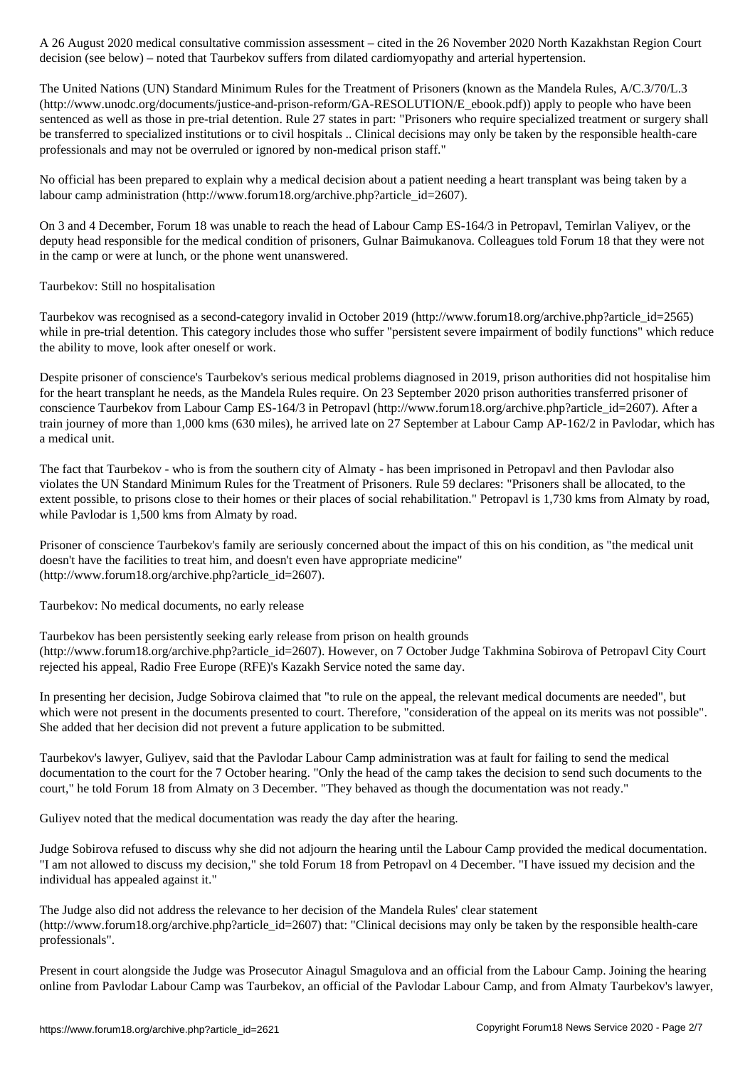A 26 August 2020 medical consultative commission assessment – cited in the 26 November 2020 North Kazakhstan Region Court decision (see below) – noted that Taurbekov suffers from dilated cardiomyopathy and arterial hypertension.

The United Nations (UN) Standard Minimum Rules for the Treatment of Prisoners (known as the Mandela Rules, A/C.3/70/L.3 (http://www.unodc.org/documents/justice-and-prison-reform/GA-RESOLUTION/E_ebook.pdf)) apply to people who have been sentenced as well as those in pre-trial detention. Rule 27 states in part: "Prisoners who require specialized treatment or surgery shall be transferred to specialized institutions or to civil hospitals .. Clinical decisions may only be taken by the responsible health-care professionals and may not be overruled or ignored by non-medical prison staff."

No official has been prepared to explain why a medical decision about a patient needing a heart transplant was being taken by a labour camp administration (http://www.forum18.org/archive.php?article_id=2607).

On 3 and 4 December, Forum 18 was unable to reach the head of Labour Camp ES-164/3 in Petropavl, Temirlan Valiyev, or the deputy head responsible for the medical condition of prisoners, Gulnar Baimukanova. Colleagues told Forum 18 that they were not in the camp or were at lunch, or the phone went unanswered.

## Taurbekov: Still no hospitalisation

Taurbekov was recognised as a second-category invalid in October 2019 (http://www.forum18.org/archive.php?article_id=2565) while in pre-trial detention. This category includes those who suffer "persistent severe impairment of bodily functions" which reduce the ability to move, look after oneself or work.

Despite prisoner of conscience's Taurbekov's serious medical problems diagnosed in 2019, prison authorities did not hospitalise him for the heart transplant he needs, as the Mandela Rules require. On 23 September 2020 prison authorities transferred prisoner of conscience Taurbekov from Labour Camp ES-164/3 in Petropavl (http://www.forum18.org/archive.php?article_id=2607). After a train journey of more than 1,000 kms (630 miles), he arrived late on 27 September at Labour Camp AP-162/2 in Pavlodar, which has a medical unit.

The fact that Taurbekov - who is from the southern city of Almaty - has been imprisoned in Petropavl and then Pavlodar also violates the UN Standard Minimum Rules for the Treatment of Prisoners. Rule 59 declares: "Prisoners shall be allocated, to the extent possible, to prisons close to their homes or their places of social rehabilitation." Petropavl is 1,730 kms from Almaty by road, while Pavlodar is 1,500 kms from Almaty by road.

Prisoner of conscience Taurbekov's family are seriously concerned about the impact of this on his condition, as "the medical unit doesn't have the facilities to treat him, and doesn't even have appropriate medicine" (http://www.forum18.org/archive.php?article_id=2607).

## Taurbekov: No medical documents, no early release

Taurbekov has been persistently seeking early release from prison on health grounds (http://www.forum18.org/archive.php?article_id=2607). However, on 7 October Judge Takhmina Sobirova of Petropavl City Court rejected his appeal, Radio Free Europe (RFE)'s Kazakh Service noted the same day.

In presenting her decision, Judge Sobirova claimed that "to rule on the appeal, the relevant medical documents are needed", but which were not present in the documents presented to court. Therefore, "consideration of the appeal on its merits was not possible". She added that her decision did not prevent a future application to be submitted.

Taurbekov's lawyer, Guliyev, said that the Pavlodar Labour Camp administration was at fault for failing to send the medical documentation to the court for the 7 October hearing. "Only the head of the camp takes the decision to send such documents to the court," he told Forum 18 from Almaty on 3 December. "They behaved as though the documentation was not ready."

Guliyev noted that the medical documentation was ready the day after the hearing.

Judge Sobirova refused to discuss why she did not adjourn the hearing until the Labour Camp provided the medical documentation. "I am not allowed to discuss my decision," she told Forum 18 from Petropavl on 4 December. "I have issued my decision and the individual has appealed against it."

The Judge also did not address the relevance to her decision of the Mandela Rules' clear statement (http://www.forum18.org/archive.php?article_id=2607) that: "Clinical decisions may only be taken by the responsible health-care professionals".

Present in court alongside the Judge was Prosecutor Ainagul Smagulova and an official from the Labour Camp. Joining the hearing online from Pavlodar Labour Camp was Taurbekov, an official of the Pavlodar Labour Camp, and from Almaty Taurbekov's lawyer,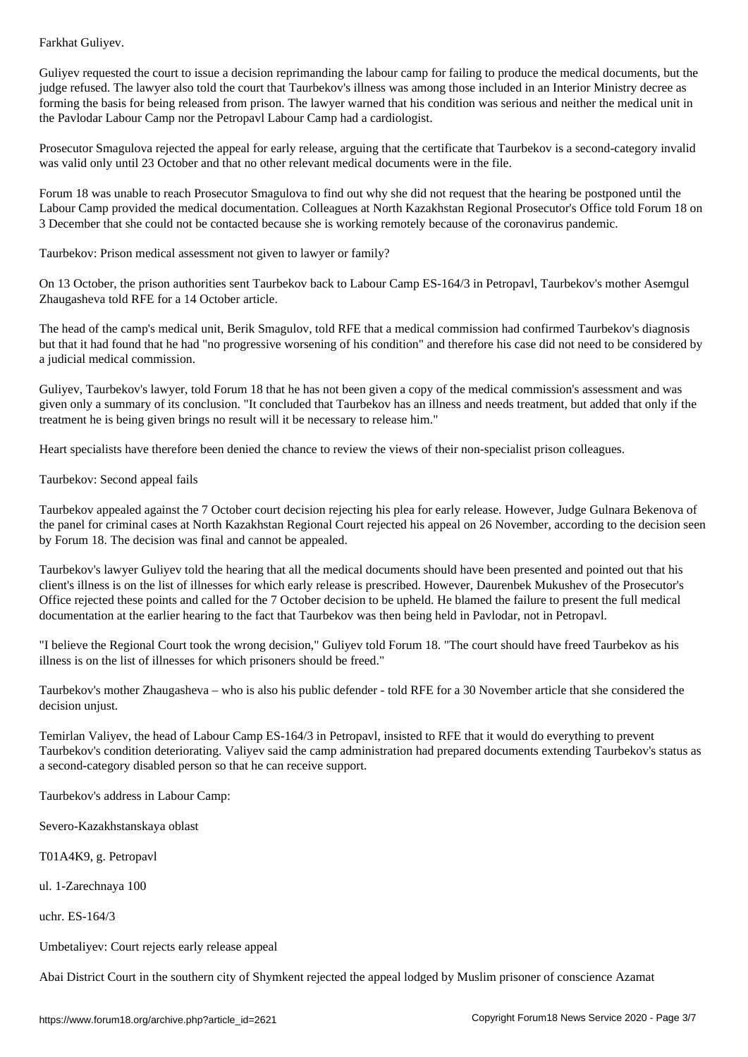Farkhat Guliyev.

Guliyev requested the court to issue a decision reprimanding the labour camp for failing to produce the medical documents, but the judge refused. The lawyer also told the court that Taurbekov's illness was among those included in an Interior Ministry decree as forming the basis for being released from prison. The lawyer warned that his condition was serious and neither the medical unit in the Pavlodar Labour Camp nor the Petropavl Labour Camp had a cardiologist.

Prosecutor Smagulova rejected the appeal for early release, arguing that the certificate that Taurbekov is a second-category invalid was valid only until 23 October and that no other relevant medical documents were in the file.

Forum 18 was unable to reach Prosecutor Smagulova to find out why she did not request that the hearing be postponed until the Labour Camp provided the medical documentation. Colleagues at North Kazakhstan Regional Prosecutor's Office told Forum 18 on 3 December that she could not be contacted because she is working remotely because of the coronavirus pandemic.

## Taurbekov: Prison medical assessment not given to lawyer or family?

On 13 October, the prison authorities sent Taurbekov back to Labour Camp ES-164/3 in Petropavl, Taurbekov's mother Asemgul Zhaugasheva told RFE for a 14 October article.

The head of the camp's medical unit, Berik Smagulov, told RFE that a medical commission had confirmed Taurbekov's diagnosis but that it had found that he had "no progressive worsening of his condition" and therefore his case did not need to be considered by a judicial medical commission.

Guliyev, Taurbekov's lawyer, told Forum 18 that he has not been given a copy of the medical commission's assessment and was given only a summary of its conclusion. "It concluded that Taurbekov has an illness and needs treatment, but added that only if the treatment he is being given brings no result will it be necessary to release him."

Heart specialists have therefore been denied the chance to review the views of their non-specialist prison colleagues.

## Taurbekov: Second appeal fails

Taurbekov appealed against the 7 October court decision rejecting his plea for early release. However, Judge Gulnara Bekenova of the panel for criminal cases at North Kazakhstan Regional Court rejected his appeal on 26 November, according to the decision seen by Forum 18. The decision was final and cannot be appealed.

Taurbekov's lawyer Guliyev told the hearing that all the medical documents should have been presented and pointed out that his client's illness is on the list of illnesses for which early release is prescribed. However, Daurenbek Mukushev of the Prosecutor's Office rejected these points and called for the 7 October decision to be upheld. He blamed the failure to present the full medical documentation at the earlier hearing to the fact that Taurbekov was then being held in Pavlodar, not in Petropavl.

"I believe the Regional Court took the wrong decision," Guliyev told Forum 18. "The court should have freed Taurbekov as his illness is on the list of illnesses for which prisoners should be freed."

Taurbekov's mother Zhaugasheva – who is also his public defender - told RFE for a 30 November article that she considered the decision unjust.

Temirlan Valiyev, the head of Labour Camp ES-164/3 in Petropavl, insisted to RFE that it would do everything to prevent Taurbekov's condition deteriorating. Valiyev said the camp administration had prepared documents extending Taurbekov's status as a second-category disabled person so that he can receive support.

Taurbekov's address in Labour Camp:

Severo-Kazakhstanskaya oblast

T01A4K9, g. Petropavl

ul. 1-Zarechnaya 100

uchr. ES-164/3

## Umbetaliyev: Court rejects early release appeal

Abai District Court in the southern city of Shymkent rejected the appeal lodged by Muslim prisoner of conscience Azamat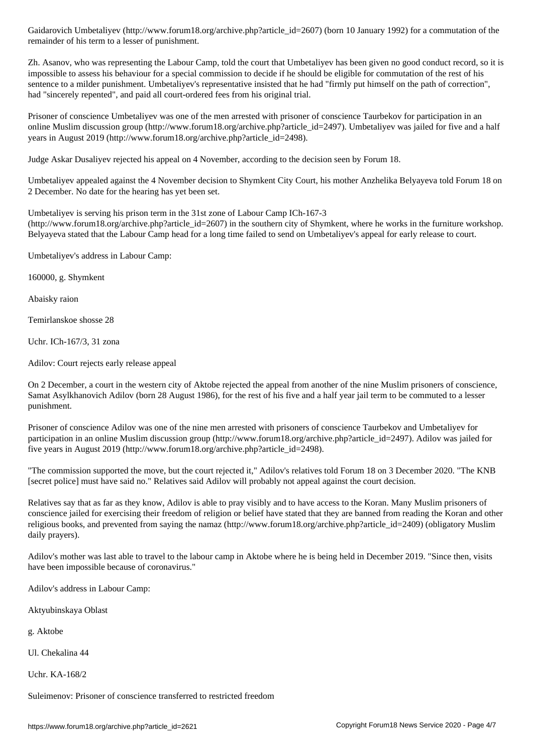Gaidarovich Umbetaliyev (http://www.forum18.org/archive.php?article_id=2607) (born 10 January 1992) for a commutation of the remainder of his term to a lesser of punishment.

Zh. Asanov, who was representing the Labour Camp, told the court that Umbetaliyev has been given no good conduct record, so it is impossible to assess his behaviour for a special commission to decide if he should be eligible for commutation of the rest of his sentence to a milder punishment. Umbetaliyev's representative insisted that he had "firmly put himself on the path of correction", had "sincerely repented", and paid all court-ordered fees from his original trial.

Prisoner of conscience Umbetaliyev was one of the men arrested with prisoner of conscience Taurbekov for participation in an online Muslim discussion group (http://www.forum18.org/archive.php?article_id=2497). Umbetaliyev was jailed for five and a half years in August 2019 (http://www.forum18.org/archive.php?article_id=2498).

Judge Askar Dusaliyev rejected his appeal on 4 November, according to the decision seen by Forum 18.

Umbetaliyev appealed against the 4 November decision to Shymkent City Court, his mother Anzhelika Belyayeva told Forum 18 on 2 December. No date for the hearing has yet been set.

Umbetaliyev is serving his prison term in the 31st zone of Labour Camp ICh-167-3 (http://www.forum18.org/archive.php?article_id=2607) in the southern city of Shymkent, where he works in the furniture workshop. Belyayeva stated that the Labour Camp head for a long time failed to send on Umbetaliyev's appeal for early release to court.

Umbetaliyev's address in Labour Camp:

160000, g. Shymkent

Abaisky raion

Temirlanskoe shosse 28

Uchr. ICh-167/3, 31 zona

## Adilov: Court rejects early release appeal

On 2 December, a court in the western city of Aktobe rejected the appeal from another of the nine Muslim prisoners of conscience, Samat Asylkhanovich Adilov (born 28 August 1986), for the rest of his five and a half year jail term to be commuted to a lesser punishment.

Prisoner of conscience Adilov was one of the nine men arrested with prisoners of conscience Taurbekov and Umbetaliyev for participation in an online Muslim discussion group (http://www.forum18.org/archive.php?article_id=2497). Adilov was jailed for five years in August 2019 (http://www.forum18.org/archive.php?article_id=2498).

"The commission supported the move, but the court rejected it," Adilov's relatives told Forum 18 on 3 December 2020. "The KNB [secret police] must have said no." Relatives said Adilov will probably not appeal against the court decision.

Relatives say that as far as they know, Adilov is able to pray visibly and to have access to the Koran. Many Muslim prisoners of conscience jailed for exercising their freedom of religion or belief have stated that they are banned from reading the Koran and other religious books, and prevented from saying the namaz (http://www.forum18.org/archive.php?article_id=2409) (obligatory Muslim daily prayers).

Adilov's mother was last able to travel to the labour camp in Aktobe where he is being held in December 2019. "Since then, visits have been impossible because of coronavirus."

Adilov's address in Labour Camp:

Aktyubinskaya Oblast

g. Aktobe

Ul. Chekalina 44

Uchr. KA-168/2

## Suleimenov: Prisoner of conscience transferred to restricted freedom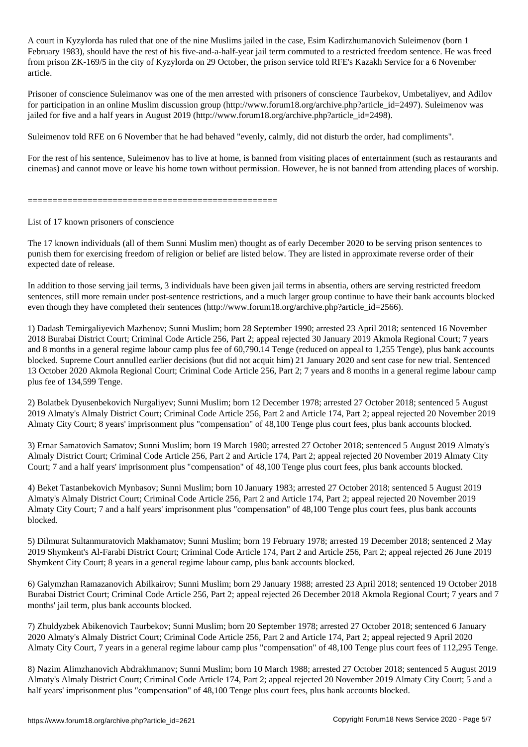A court in Kyzylorda has ruled that one of the nine Muslims jailed in the case, Esim Kadirzhumanovich Suleimenov (born 1 February 1983), should have the rest of his five-and-a-half-year jail term commuted to a restricted freedom sentence. He was freed from prison ZK-169/5 in the city of Kyzylorda on 29 October, the prison service told RFE's Kazakh Service for a 6 November article.

Prisoner of conscience Suleimanov was one of the men arrested with prisoners of conscience Taurbekov, Umbetaliyev, and Adilov for participation in an online Muslim discussion group (http://www.forum18.org/archive.php?article_id=2497). Suleimenov was jailed for five and a half years in August 2019 (http://www.forum18.org/archive.php?article_id=2498).

Suleimenov told RFE on 6 November that he had behaved "evenly, calmly, did not disturb the order, had compliments".

For the rest of his sentence, Suleimenov has to live at home, is banned from visiting places of entertainment (such as restaurants and cinemas) and cannot move or leave his home town without permission. However, he is not banned from attending places of worship.

==================================================

List of 17 known prisoners of conscience

The 17 known individuals (all of them Sunni Muslim men) thought as of early December 2020 to be serving prison sentences to punish them for exercising freedom of religion or belief are listed below. They are listed in approximate reverse order of their expected date of release.

In addition to those serving jail terms, 3 individuals have been given jail terms in absentia, others are serving restricted freedom sentences, still more remain under post-sentence restrictions, and a much larger group continue to have their bank accounts blocked even though they have completed their sentences (http://www.forum18.org/archive.php?article_id=2566).

1) Dadash Temirgaliyevich Mazhenov; Sunni Muslim; born 28 September 1990; arrested 23 April 2018; sentenced 16 November 2018 Burabai District Court; Criminal Code Article 256, Part 2; appeal rejected 30 January 2019 Akmola Regional Court; 7 years and 8 months in a general regime labour camp plus fee of 60,790.14 Tenge (reduced on appeal to 1,255 Tenge), plus bank accounts blocked. Supreme Court annulled earlier decisions (but did not acquit him) 21 January 2020 and sent case for new trial. Sentenced 13 October 2020 Akmola Regional Court; Criminal Code Article 256, Part 2; 7 years and 8 months in a general regime labour camp plus fee of 134,599 Tenge.

2) Bolatbek Dyusenbekovich Nurgaliyev; Sunni Muslim; born 12 December 1978; arrested 27 October 2018; sentenced 5 August 2019 Almaty's Almaly District Court; Criminal Code Article 256, Part 2 and Article 174, Part 2; appeal rejected 20 November 2019 Almaty City Court; 8 years' imprisonment plus "compensation" of 48,100 Tenge plus court fees, plus bank accounts blocked.

3) Ernar Samatovich Samatov; Sunni Muslim; born 19 March 1980; arrested 27 October 2018; sentenced 5 August 2019 Almaty's Almaly District Court; Criminal Code Article 256, Part 2 and Article 174, Part 2; appeal rejected 20 November 2019 Almaty City Court; 7 and a half years' imprisonment plus "compensation" of 48,100 Tenge plus court fees, plus bank accounts blocked.

4) Beket Tastanbekovich Mynbasov; Sunni Muslim; born 10 January 1983; arrested 27 October 2018; sentenced 5 August 2019 Almaty's Almaly District Court; Criminal Code Article 256, Part 2 and Article 174, Part 2; appeal rejected 20 November 2019 Almaty City Court; 7 and a half years' imprisonment plus "compensation" of 48,100 Tenge plus court fees, plus bank accounts blocked.

5) Dilmurat Sultanmuratovich Makhamatov; Sunni Muslim; born 19 February 1978; arrested 19 December 2018; sentenced 2 May 2019 Shymkent's Al-Farabi District Court; Criminal Code Article 174, Part 2 and Article 256, Part 2; appeal rejected 26 June 2019 Shymkent City Court; 8 years in a general regime labour camp, plus bank accounts blocked.

6) Galymzhan Ramazanovich Abilkairov; Sunni Muslim; born 29 January 1988; arrested 23 April 2018; sentenced 19 October 2018 Burabai District Court; Criminal Code Article 256, Part 2; appeal rejected 26 December 2018 Akmola Regional Court; 7 years and 7 months' jail term, plus bank accounts blocked.

7) Zhuldyzbek Abikenovich Taurbekov; Sunni Muslim; born 20 September 1978; arrested 27 October 2018; sentenced 6 January 2020 Almaty's Almaly District Court; Criminal Code Article 256, Part 2 and Article 174, Part 2; appeal rejected 9 April 2020 Almaty City Court, 7 years in a general regime labour camp plus "compensation" of 48,100 Tenge plus court fees of 112,295 Tenge.

8) Nazim Alimzhanovich Abdrakhmanov; Sunni Muslim; born 10 March 1988; arrested 27 October 2018; sentenced 5 August 2019 Almaty's Almaly District Court; Criminal Code Article 174, Part 2; appeal rejected 20 November 2019 Almaty City Court; 5 and a half years' imprisonment plus "compensation" of 48,100 Tenge plus court fees, plus bank accounts blocked.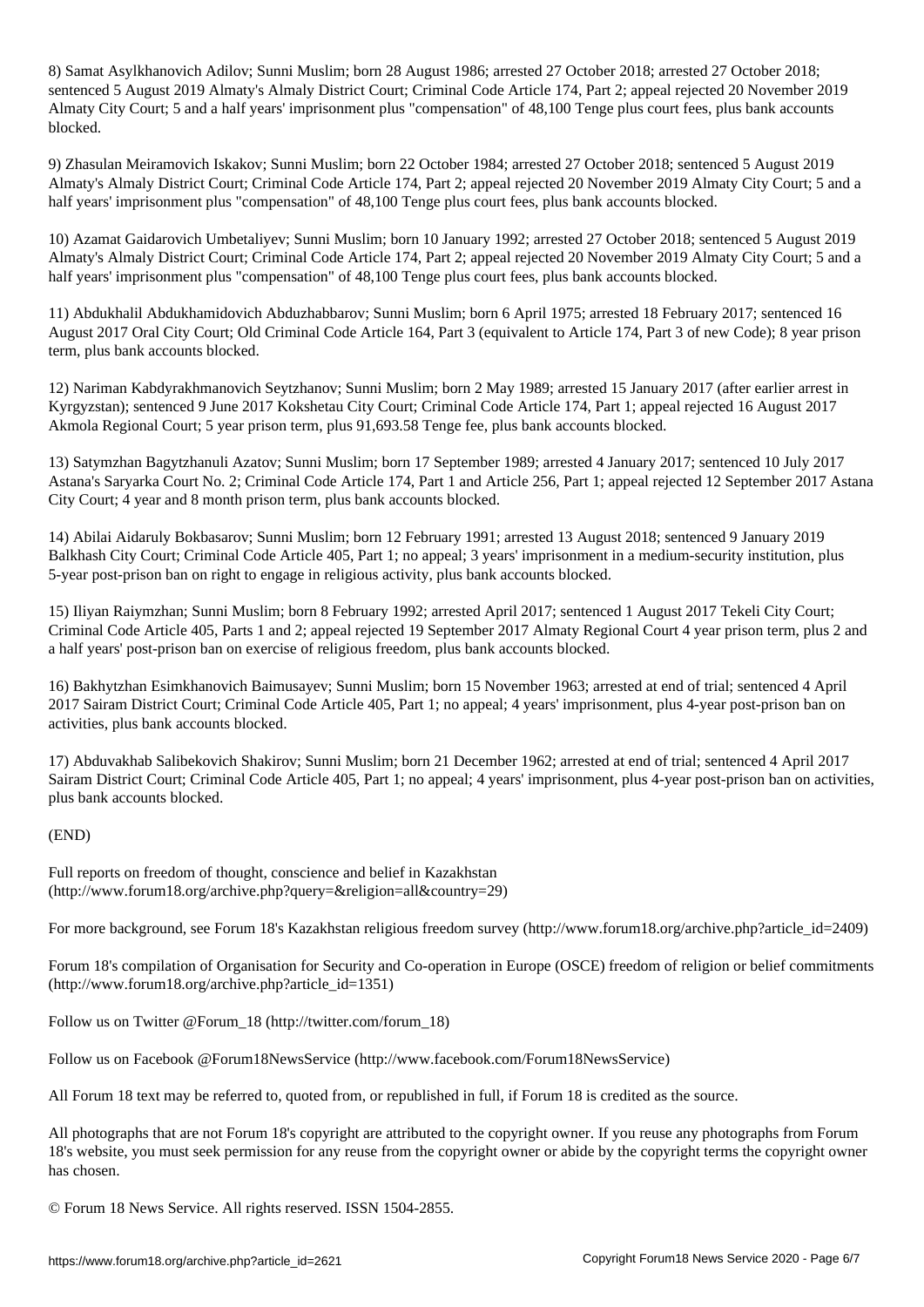8) Samat Asylkhanovich Adilov; Sunni Muslim; born 28 August 1986; arrested 27 October 2018; arrested 27 October 2018; sentenced 5 August 2019 Almaty's Almaly District Court; Criminal Code Article 174, Part 2; appeal rejected 20 November 2019 Almaty City Court; 5 and a half years' imprisonment plus "compensation" of 48,100 Tenge plus court fees, plus bank accounts blocked.

9) Zhasulan Meiramovich Iskakov; Sunni Muslim; born 22 October 1984; arrested 27 October 2018; sentenced 5 August 2019 Almaty's Almaly District Court; Criminal Code Article 174, Part 2; appeal rejected 20 November 2019 Almaty City Court; 5 and a half years' imprisonment plus "compensation" of 48,100 Tenge plus court fees, plus bank accounts blocked.

10) Azamat Gaidarovich Umbetaliyev; Sunni Muslim; born 10 January 1992; arrested 27 October 2018; sentenced 5 August 2019 Almaty's Almaly District Court; Criminal Code Article 174, Part 2; appeal rejected 20 November 2019 Almaty City Court; 5 and a half years' imprisonment plus "compensation" of 48,100 Tenge plus court fees, plus bank accounts blocked.

11) Abdukhalil Abdukhamidovich Abduzhabbarov; Sunni Muslim; born 6 April 1975; arrested 18 February 2017; sentenced 16 August 2017 Oral City Court; Old Criminal Code Article 164, Part 3 (equivalent to Article 174, Part 3 of new Code); 8 year prison term, plus bank accounts blocked.

12) Nariman Kabdyrakhmanovich Seytzhanov; Sunni Muslim; born 2 May 1989; arrested 15 January 2017 (after earlier arrest in Kyrgyzstan); sentenced 9 June 2017 Kokshetau City Court; Criminal Code Article 174, Part 1; appeal rejected 16 August 2017 Akmola Regional Court; 5 year prison term, plus 91,693.58 Tenge fee, plus bank accounts blocked.

13) Satymzhan Bagytzhanuli Azatov; Sunni Muslim; born 17 September 1989; arrested 4 January 2017; sentenced 10 July 2017 Astana's Saryarka Court No. 2; Criminal Code Article 174, Part 1 and Article 256, Part 1; appeal rejected 12 September 2017 Astana City Court; 4 year and 8 month prison term, plus bank accounts blocked.

14) Abilai Aidaruly Bokbasarov; Sunni Muslim; born 12 February 1991; arrested 13 August 2018; sentenced 9 January 2019 Balkhash City Court; Criminal Code Article 405, Part 1; no appeal; 3 years' imprisonment in a medium-security institution, plus 5-year post-prison ban on right to engage in religious activity, plus bank accounts blocked.

15) Iliyan Raiymzhan; Sunni Muslim; born 8 February 1992; arrested April 2017; sentenced 1 August 2017 Tekeli City Court; Criminal Code Article 405, Parts 1 and 2; appeal rejected 19 September 2017 Almaty Regional Court 4 year prison term, plus 2 and a half years' post-prison ban on exercise of religious freedom, plus bank accounts blocked.

16) Bakhytzhan Esimkhanovich Baimusayev; Sunni Muslim; born 15 November 1963; arrested at end of trial; sentenced 4 April 2017 Sairam District Court; Criminal Code Article 405, Part 1; no appeal; 4 years' imprisonment, plus 4-year post-prison ban on activities, plus bank accounts blocked.

17) Abduvakhab Salibekovich Shakirov; Sunni Muslim; born 21 December 1962; arrested at end of trial; sentenced 4 April 2017 Sairam District Court; Criminal Code Article 405, Part 1; no appeal; 4 years' imprisonment, plus 4-year post-prison ban on activities, plus bank accounts blocked.

(END)

Full reports on freedom of thought, conscience and belief in Kazakhstan (http://www.forum18.org/archive.php?query=&religion=all&country=29)

For more background, see Forum 18's Kazakhstan religious freedom survey (http://www.forum18.org/archive.php?article_id=2409)

Forum 18's compilation of Organisation for Security and Co-operation in Europe (OSCE) freedom of religion or belief commitments (http://www.forum18.org/archive.php?article_id=1351)

Follow us on Twitter @Forum_18 (http://twitter.com/forum_18)

Follow us on Facebook @Forum18NewsService (http://www.facebook.com/Forum18NewsService)

All Forum 18 text may be referred to, quoted from, or republished in full, if Forum 18 is credited as the source.

All photographs that are not Forum 18's copyright are attributed to the copyright owner. If you reuse any photographs from Forum 18's website, you must seek permission for any reuse from the copyright owner or abide by the copyright terms the copyright owner has chosen.

© Forum 18 News Service. All rights reserved. ISSN 1504-2855.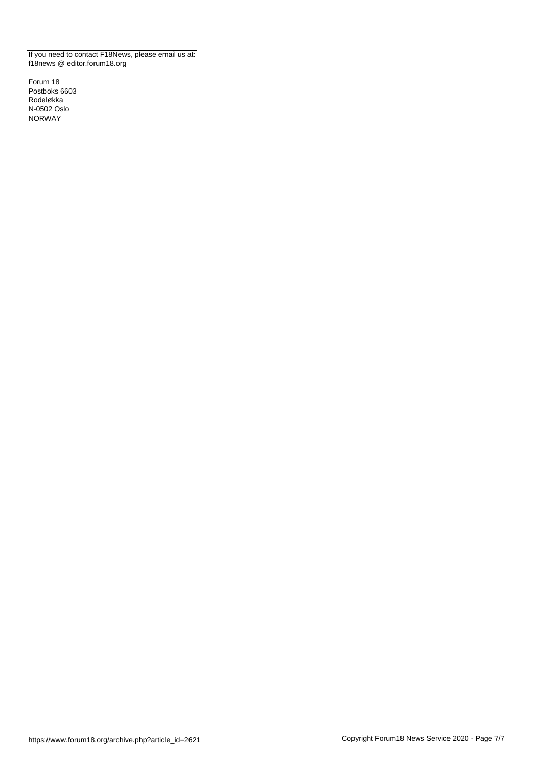If you need to contact F18News, please email us at:
f18news @ editor.forum18.org

Forum 18
Postboks 6603
Rodeløkka
N-0502 Oslo
NORWAY